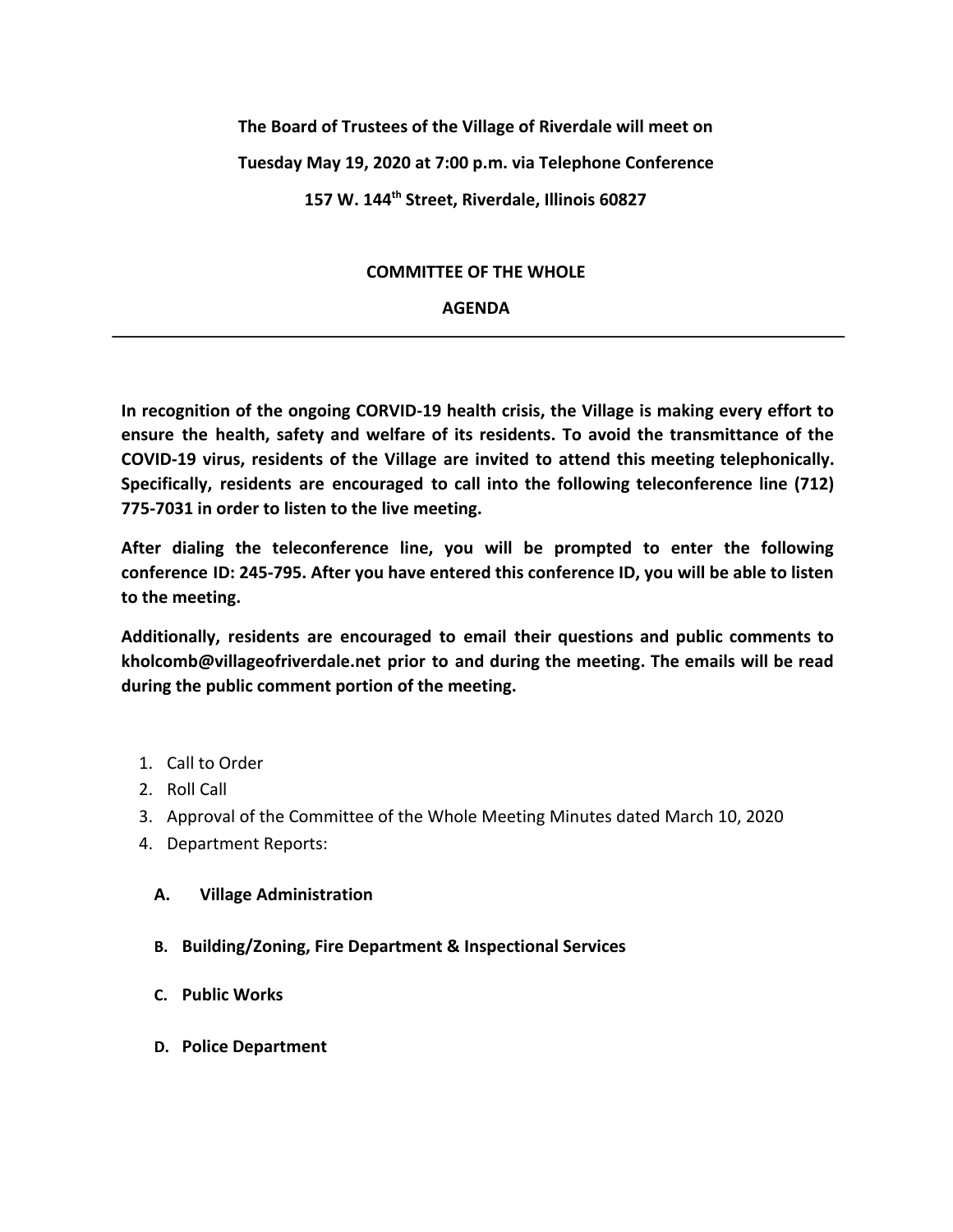**The Board of Trustees of the Village of Riverdale will meet on**

**Tuesday May 19, 2020 at 7:00 p.m. via Telephone Conference**

**157 W. 144th Street, Riverdale, Illinois 60827**

## COMMITTEE OF THE WHOLE

## AGENDA

---

**In recognition of the ongoing CORVID-19 health crisis, the Village is making every effort to ensure the health, safety and welfare of its residents. To avoid the transmittance of the COVID-19 virus, residents of the Village are invited to attend this meeting telephonically. Specifically, residents are encouraged to call into the following teleconference line (712) 775-7031 in order to listen to the live meeting.**

**After dialing the teleconference line, you will be prompted to enter the following conference ID: 245-795. After you have entered this conference ID, you will be able to listen to the meeting.**

**Additionally, residents are encouraged to email their questions and public comments to kholcomb@villageofriverdale.net prior to and during the meeting. The emails will be read during the public comment portion of the meeting.**

1. Call to Order
2. Roll Call
3. Approval of the Committee of the Whole Meeting Minutes dated March 10, 2020
4. Department Reports:

   **A. Village Administration**

   **B. Building/Zoning, Fire Department & Inspectional Services**

   **C. Public Works**

   **D. Police Department**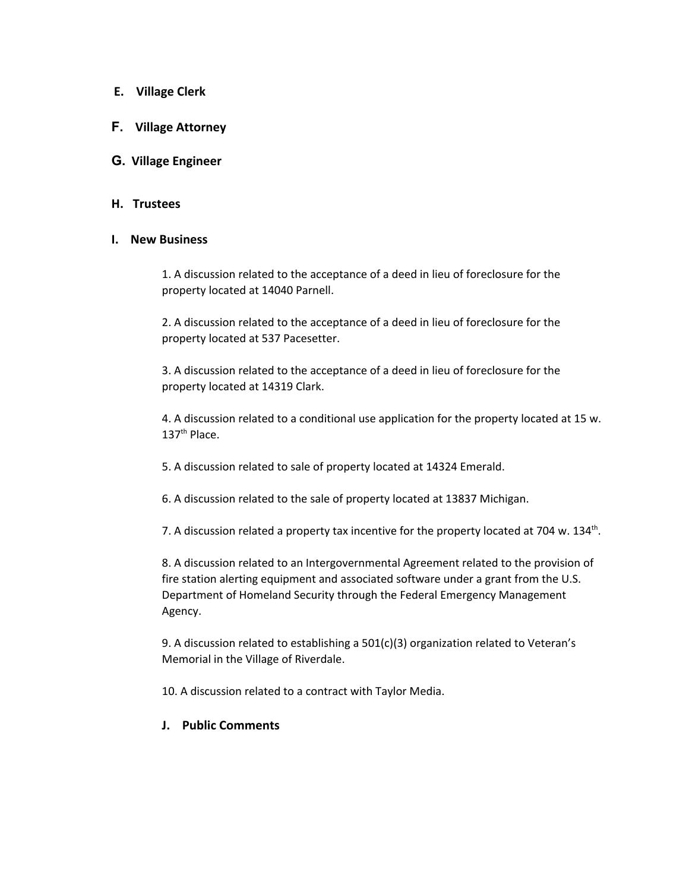**E. Village Clerk**

**F. Village Attorney**

**G. Village Engineer**

**H. Trustees**

**I. New Business**

1. A discussion related to the acceptance of a deed in lieu of foreclosure for the property located at 14040 Parnell.

2. A discussion related to the acceptance of a deed in lieu of foreclosure for the property located at 537 Pacesetter.

3. A discussion related to the acceptance of a deed in lieu of foreclosure for the property located at 14319 Clark.

4. A discussion related to a conditional use application for the property located at 15 w. 137th Place.

5. A discussion related to sale of property located at 14324 Emerald.

6. A discussion related to the sale of property located at 13837 Michigan.

7. A discussion related a property tax incentive for the property located at 704 w. 134th.

8. A discussion related to an Intergovernmental Agreement related to the provision of fire station alerting equipment and associated software under a grant from the U.S. Department of Homeland Security through the Federal Emergency Management Agency.

9. A discussion related to establishing a 501(c)(3) organization related to Veteran's Memorial in the Village of Riverdale.

10. A discussion related to a contract with Taylor Media.

**J. Public Comments**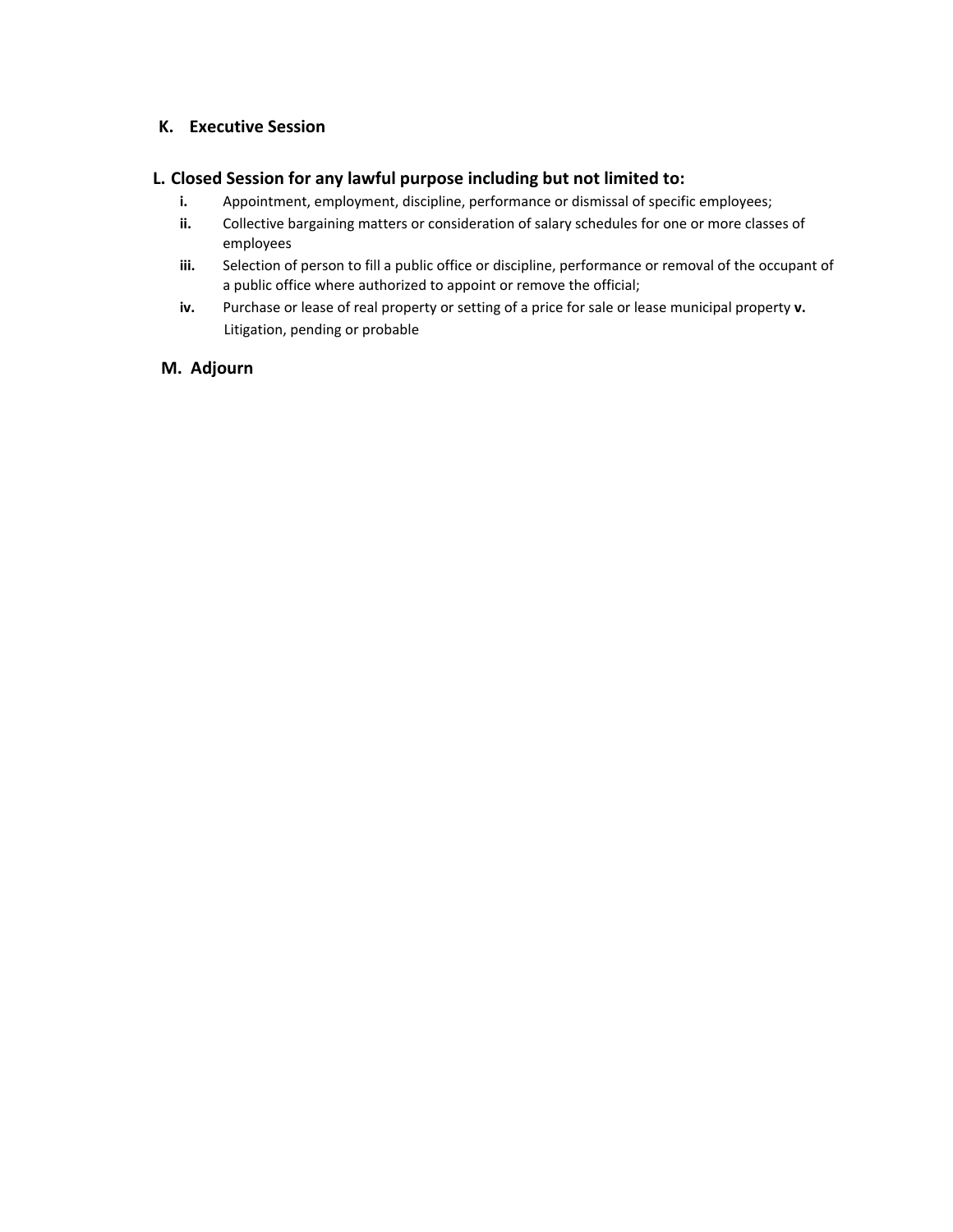## K. Executive Session

## L. Closed Session for any lawful purpose including but not limited to:

- **i.** Appointment, employment, discipline, performance or dismissal of specific employees;
- **ii.** Collective bargaining matters or consideration of salary schedules for one or more classes of employees
- **iii.** Selection of person to fill a public office or discipline, performance or removal of the occupant of a public office where authorized to appoint or remove the official;
- **iv.** Purchase or lease of real property or setting of a price for sale or lease municipal property
- **v.** Litigation, pending or probable

## M. Adjourn